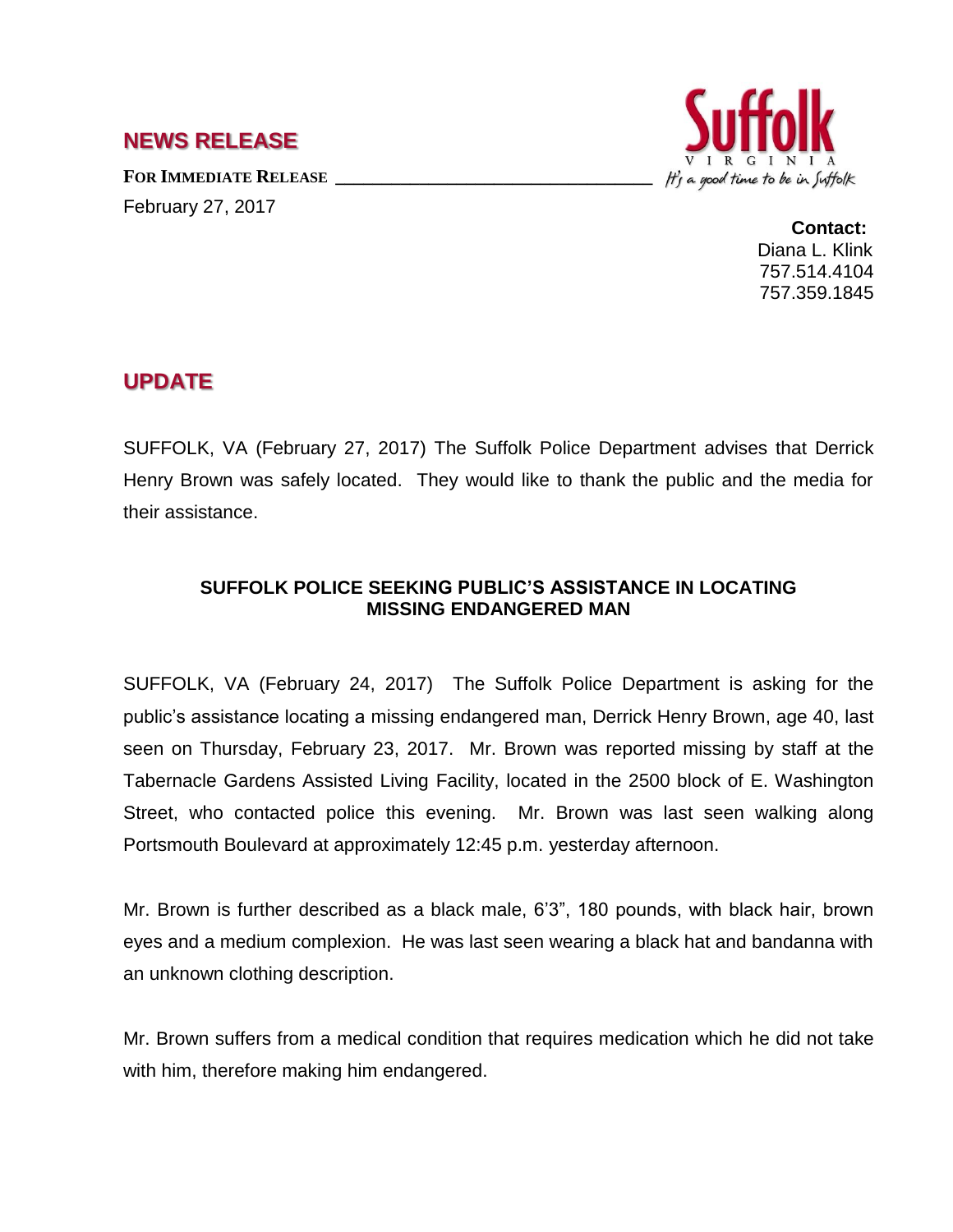# NEWS RELEASE

**FOR IMMEDIATE RELEASE**

February 27, 2017

Suffolk VIRGINIA *It's a good time to be in Suffolk*

**Contact:**
Diana L. Klink
757.514.4104
757.359.1845

## UPDATE

SUFFOLK, VA (February 27, 2017) The Suffolk Police Department advises that Derrick Henry Brown was safely located. They would like to thank the public and the media for their assistance.

### SUFFOLK POLICE SEEKING PUBLIC'S ASSISTANCE IN LOCATING MISSING ENDANGERED MAN

SUFFOLK, VA (February 24, 2017) The Suffolk Police Department is asking for the public's assistance locating a missing endangered man, Derrick Henry Brown, age 40, last seen on Thursday, February 23, 2017. Mr. Brown was reported missing by staff at the Tabernacle Gardens Assisted Living Facility, located in the 2500 block of E. Washington Street, who contacted police this evening. Mr. Brown was last seen walking along Portsmouth Boulevard at approximately 12:45 p.m. yesterday afternoon.

Mr. Brown is further described as a black male, 6'3", 180 pounds, with black hair, brown eyes and a medium complexion. He was last seen wearing a black hat and bandanna with an unknown clothing description.

Mr. Brown suffers from a medical condition that requires medication which he did not take with him, therefore making him endangered.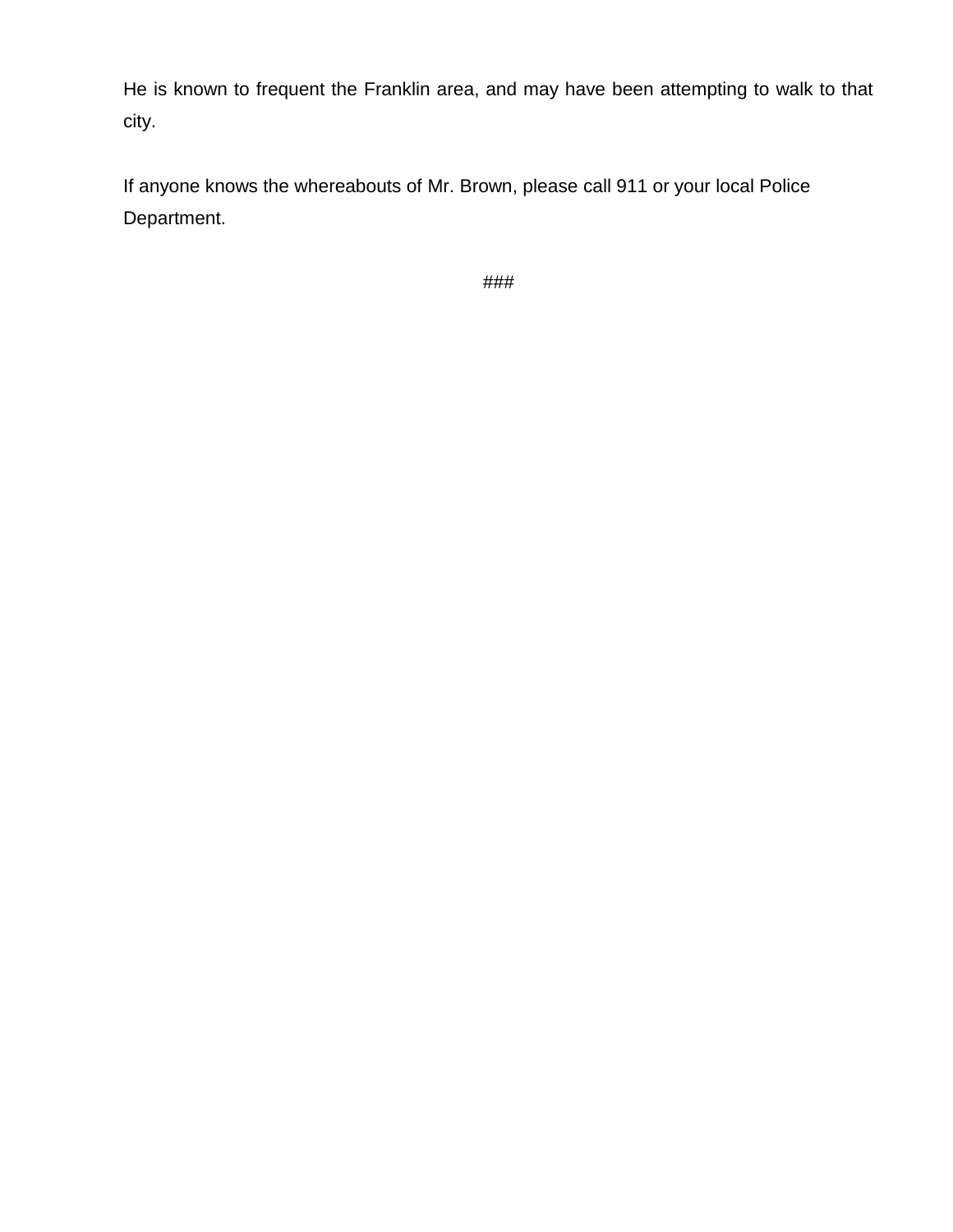He is known to frequent the Franklin area, and may have been attempting to walk to that city.

If anyone knows the whereabouts of Mr. Brown, please call 911 or your local Police Department.

###